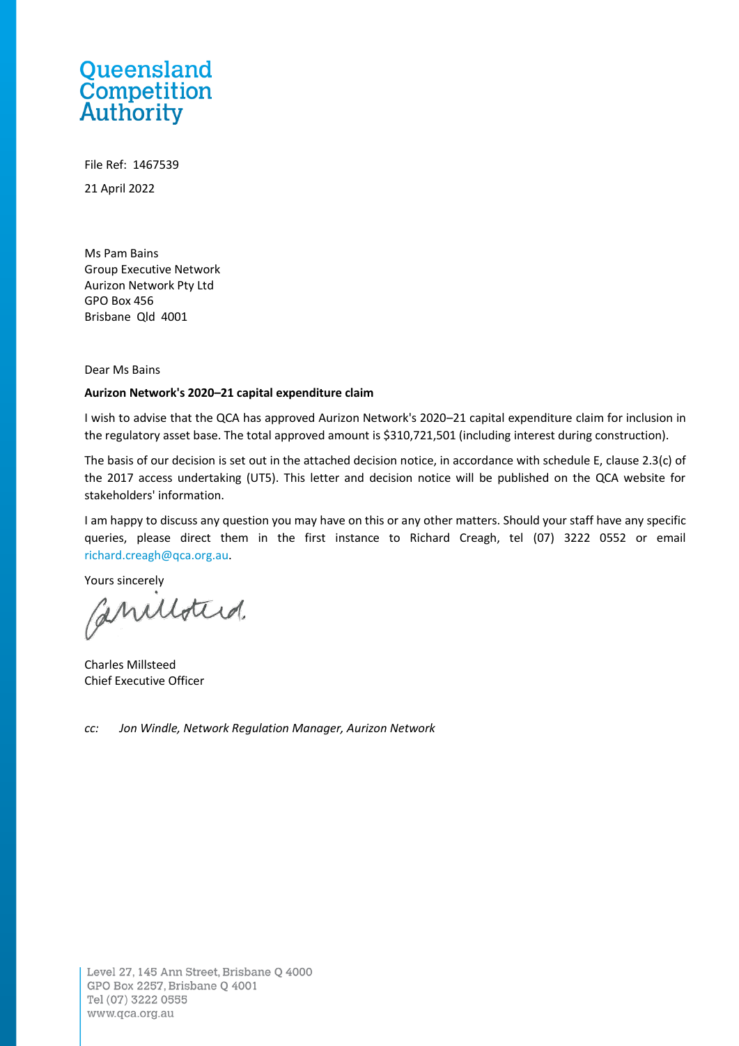Queensland Competition Authority

File Ref: 1467539

21 April 2022

Ms Pam Bains
Group Executive Network
Aurizon Network Pty Ltd
GPO Box 456
Brisbane Qld 4001

Dear Ms Bains

**Aurizon Network's 2020–21 capital expenditure claim**

I wish to advise that the QCA has approved Aurizon Network's 2020–21 capital expenditure claim for inclusion in the regulatory asset base. The total approved amount is $310,721,501 (including interest during construction).

The basis of our decision is set out in the attached decision notice, in accordance with schedule E, clause 2.3(c) of the 2017 access undertaking (UT5). This letter and decision notice will be published on the QCA website for stakeholders' information.

I am happy to discuss any question you may have on this or any other matters. Should your staff have any specific queries, please direct them in the first instance to Richard Creagh, tel (07) 3222 0552 or email richard.creagh@qca.org.au.

Yours sincerely

Charles Millsteed
Chief Executive Officer

*cc: Jon Windle, Network Regulation Manager, Aurizon Network*

Level 27, 145 Ann Street, Brisbane Q 4000
GPO Box 2257, Brisbane Q 4001
Tel (07) 3222 0555
www.qca.org.au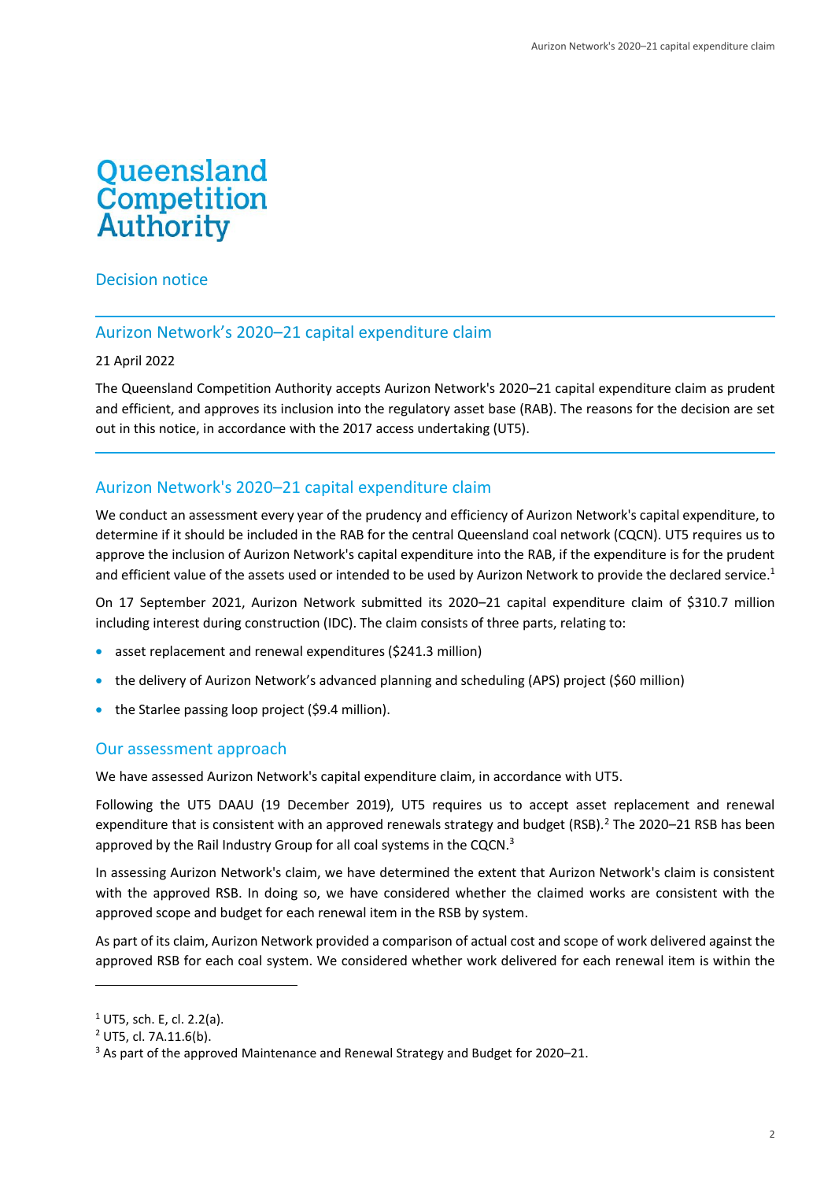# Queensland Competition Authority

## Decision notice

## Aurizon Network's 2020–21 capital expenditure claim

21 April 2022

The Queensland Competition Authority accepts Aurizon Network's 2020–21 capital expenditure claim as prudent and efficient, and approves its inclusion into the regulatory asset base (RAB). The reasons for the decision are set out in this notice, in accordance with the 2017 access undertaking (UT5).

## Aurizon Network's 2020–21 capital expenditure claim

We conduct an assessment every year of the prudency and efficiency of Aurizon Network's capital expenditure, to determine if it should be included in the RAB for the central Queensland coal network (CQCN). UT5 requires us to approve the inclusion of Aurizon Network's capital expenditure into the RAB, if the expenditure is for the prudent and efficient value of the assets used or intended to be used by Aurizon Network to provide the declared service.[1]

On 17 September 2021, Aurizon Network submitted its 2020–21 capital expenditure claim of $310.7 million including interest during construction (IDC). The claim consists of three parts, relating to:

- asset replacement and renewal expenditures ($241.3 million)
- the delivery of Aurizon Network's advanced planning and scheduling (APS) project ($60 million)
- the Starlee passing loop project ($9.4 million).

## Our assessment approach

We have assessed Aurizon Network's capital expenditure claim, in accordance with UT5.

Following the UT5 DAAU (19 December 2019), UT5 requires us to accept asset replacement and renewal expenditure that is consistent with an approved renewals strategy and budget (RSB).[2] The 2020–21 RSB has been approved by the Rail Industry Group for all coal systems in the CQCN.[3]

In assessing Aurizon Network's claim, we have determined the extent that Aurizon Network's claim is consistent with the approved RSB. In doing so, we have considered whether the claimed works are consistent with the approved scope and budget for each renewal item in the RSB by system.

As part of its claim, Aurizon Network provided a comparison of actual cost and scope of work delivered against the approved RSB for each coal system. We considered whether work delivered for each renewal item is within the

---

[1] UT5, sch. E, cl. 2.2(a).

[2] UT5, cl. 7A.11.6(b).

[3] As part of the approved Maintenance and Renewal Strategy and Budget for 2020–21.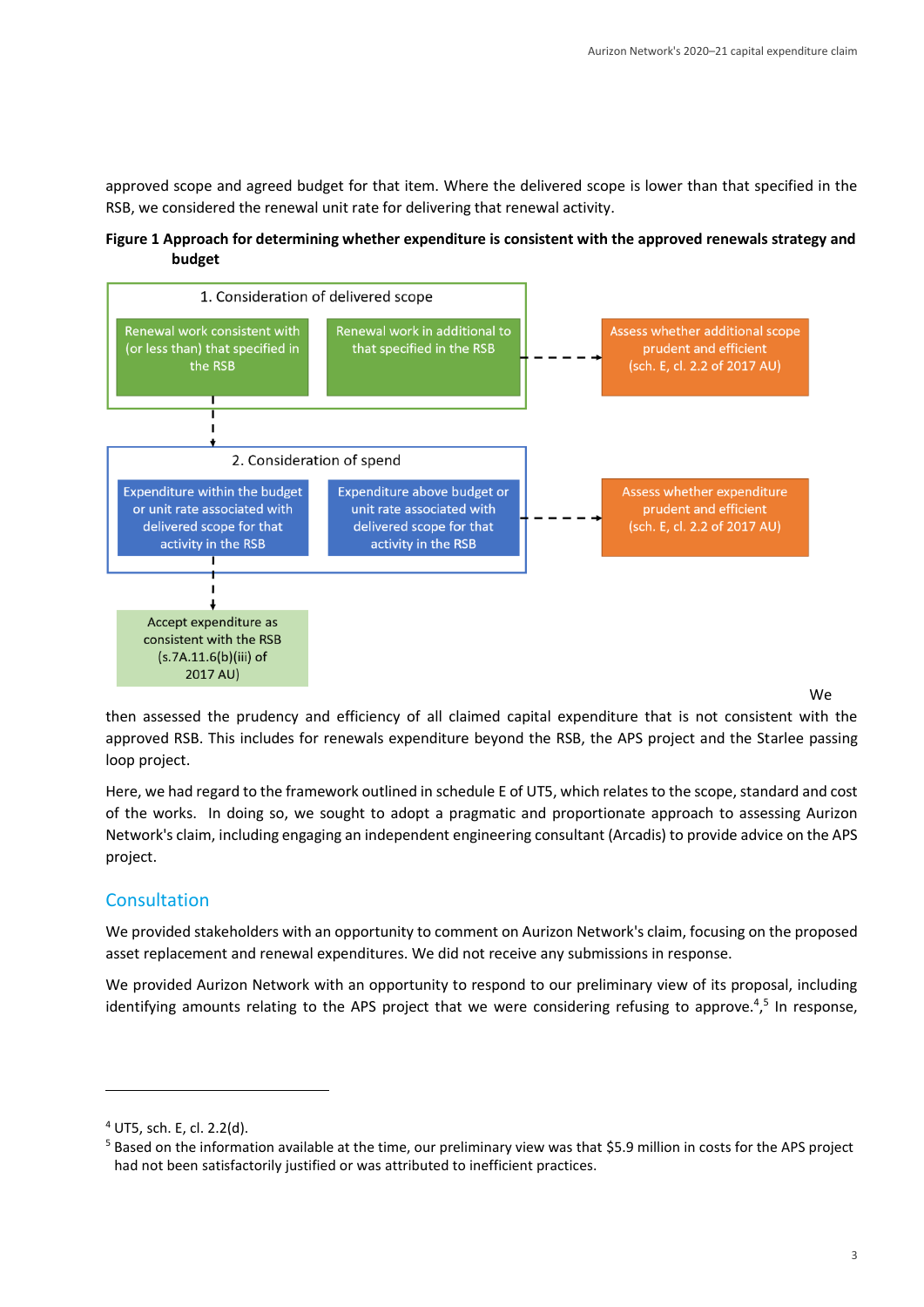approved scope and agreed budget for that item. Where the delivered scope is lower than that specified in the RSB, we considered the renewal unit rate for delivering that renewal activity.

**Figure 1 Approach for determining whether expenditure is consistent with the approved renewals strategy and budget**

1. Consideration of delivered scope
   - Renewal work consistent with (or less than) that specified in the RSB
   - Renewal work in additional to that specified in the RSB → Assess whether additional scope prudent and efficient (sch. E, cl. 2.2 of 2017 AU)

2. Consideration of spend
   - Expenditure within the budget or unit rate associated with delivered scope for that activity in the RSB → Accept expenditure as consistent with the RSB (s.7A.11.6(b)(iii) of 2017 AU)
   - Expenditure above budget or unit rate associated with delivered scope for that activity in the RSB → Assess whether expenditure prudent and efficient (sch. E, cl. 2.2 of 2017 AU)

We then assessed the prudency and efficiency of all claimed capital expenditure that is not consistent with the approved RSB. This includes for renewals expenditure beyond the RSB, the APS project and the Starlee passing loop project.

Here, we had regard to the framework outlined in schedule E of UT5, which relates to the scope, standard and cost of the works. In doing so, we sought to adopt a pragmatic and proportionate approach to assessing Aurizon Network's claim, including engaging an independent engineering consultant (Arcadis) to provide advice on the APS project.

## Consultation

We provided stakeholders with an opportunity to comment on Aurizon Network's claim, focusing on the proposed asset replacement and renewal expenditures. We did not receive any submissions in response.

We provided Aurizon Network with an opportunity to respond to our preliminary view of its proposal, including identifying amounts relating to the APS project that we were considering refusing to approve.[4],[5] In response,

[4] UT5, sch. E, cl. 2.2(d).

[5] Based on the information available at the time, our preliminary view was that $5.9 million in costs for the APS project had not been satisfactorily justified or was attributed to inefficient practices.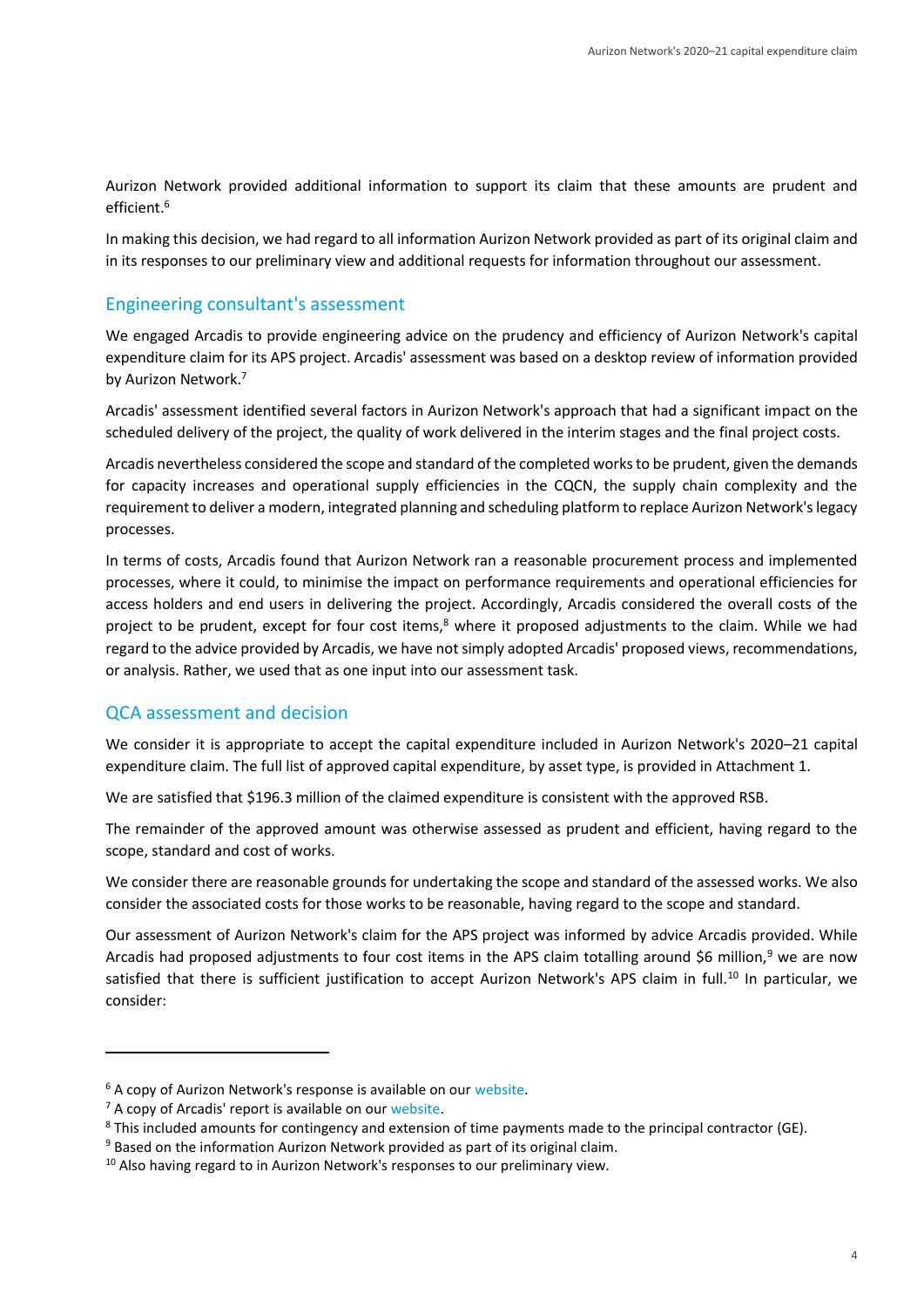Aurizon Network provided additional information to support its claim that these amounts are prudent and efficient.[6]

In making this decision, we had regard to all information Aurizon Network provided as part of its original claim and in its responses to our preliminary view and additional requests for information throughout our assessment.

## Engineering consultant's assessment

We engaged Arcadis to provide engineering advice on the prudency and efficiency of Aurizon Network's capital expenditure claim for its APS project. Arcadis' assessment was based on a desktop review of information provided by Aurizon Network.[7]

Arcadis' assessment identified several factors in Aurizon Network's approach that had a significant impact on the scheduled delivery of the project, the quality of work delivered in the interim stages and the final project costs.

Arcadis nevertheless considered the scope and standard of the completed works to be prudent, given the demands for capacity increases and operational supply efficiencies in the CQCN, the supply chain complexity and the requirement to deliver a modern, integrated planning and scheduling platform to replace Aurizon Network's legacy processes.

In terms of costs, Arcadis found that Aurizon Network ran a reasonable procurement process and implemented processes, where it could, to minimise the impact on performance requirements and operational efficiencies for access holders and end users in delivering the project. Accordingly, Arcadis considered the overall costs of the project to be prudent, except for four cost items,[8] where it proposed adjustments to the claim. While we had regard to the advice provided by Arcadis, we have not simply adopted Arcadis' proposed views, recommendations, or analysis. Rather, we used that as one input into our assessment task.

## QCA assessment and decision

We consider it is appropriate to accept the capital expenditure included in Aurizon Network's 2020–21 capital expenditure claim. The full list of approved capital expenditure, by asset type, is provided in Attachment 1.

We are satisfied that $196.3 million of the claimed expenditure is consistent with the approved RSB.

The remainder of the approved amount was otherwise assessed as prudent and efficient, having regard to the scope, standard and cost of works.

We consider there are reasonable grounds for undertaking the scope and standard of the assessed works. We also consider the associated costs for those works to be reasonable, having regard to the scope and standard.

Our assessment of Aurizon Network's claim for the APS project was informed by advice Arcadis provided. While Arcadis had proposed adjustments to four cost items in the APS claim totalling around $6 million,[9] we are now satisfied that there is sufficient justification to accept Aurizon Network's APS claim in full.[10] In particular, we consider:

---

[6] A copy of Aurizon Network's response is available on our website.

[7] A copy of Arcadis' report is available on our website.

[8] This included amounts for contingency and extension of time payments made to the principal contractor (GE).

[9] Based on the information Aurizon Network provided as part of its original claim.

[10] Also having regard to in Aurizon Network's responses to our preliminary view.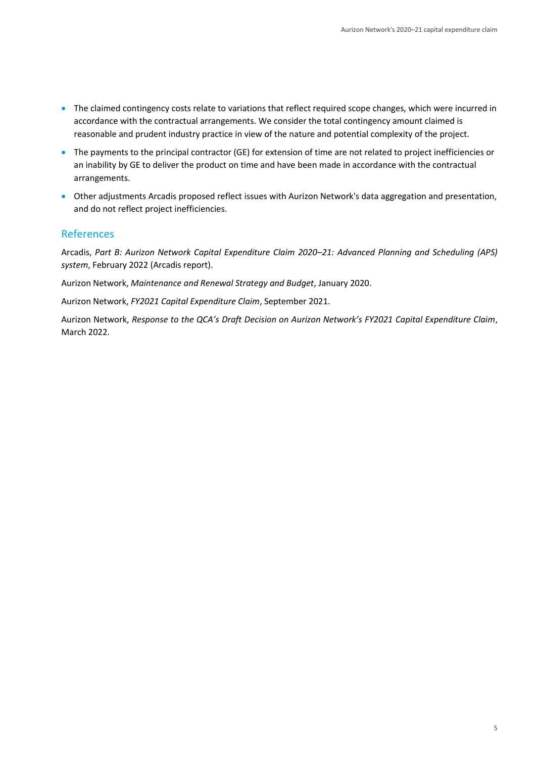- The claimed contingency costs relate to variations that reflect required scope changes, which were incurred in accordance with the contractual arrangements. We consider the total contingency amount claimed is reasonable and prudent industry practice in view of the nature and potential complexity of the project.
- The payments to the principal contractor (GE) for extension of time are not related to project inefficiencies or an inability by GE to deliver the product on time and have been made in accordance with the contractual arrangements.
- Other adjustments Arcadis proposed reflect issues with Aurizon Network's data aggregation and presentation, and do not reflect project inefficiencies.

## References

Arcadis, *Part B: Aurizon Network Capital Expenditure Claim 2020–21: Advanced Planning and Scheduling (APS) system*, February 2022 (Arcadis report).

Aurizon Network, *Maintenance and Renewal Strategy and Budget*, January 2020.

Aurizon Network, *FY2021 Capital Expenditure Claim*, September 2021.

Aurizon Network, *Response to the QCA's Draft Decision on Aurizon Network's FY2021 Capital Expenditure Claim*, March 2022.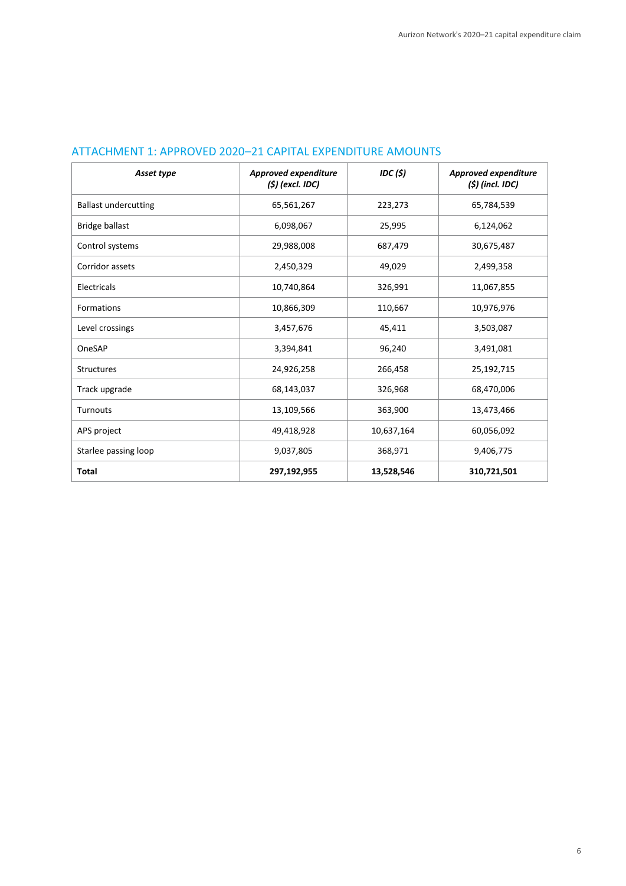## ATTACHMENT 1: APPROVED 2020–21 CAPITAL EXPENDITURE AMOUNTS

| *Asset type* | *Approved expenditure ($) (excl. IDC)* | *IDC ($)* | *Approved expenditure ($) (incl. IDC)* |
|---|---|---|---|
| Ballast undercutting | 65,561,267 | 223,273 | 65,784,539 |
| Bridge ballast | 6,098,067 | 25,995 | 6,124,062 |
| Control systems | 29,988,008 | 687,479 | 30,675,487 |
| Corridor assets | 2,450,329 | 49,029 | 2,499,358 |
| Electricals | 10,740,864 | 326,991 | 11,067,855 |
| Formations | 10,866,309 | 110,667 | 10,976,976 |
| Level crossings | 3,457,676 | 45,411 | 3,503,087 |
| OneSAP | 3,394,841 | 96,240 | 3,491,081 |
| Structures | 24,926,258 | 266,458 | 25,192,715 |
| Track upgrade | 68,143,037 | 326,968 | 68,470,006 |
| Turnouts | 13,109,566 | 363,900 | 13,473,466 |
| APS project | 49,418,928 | 10,637,164 | 60,056,092 |
| Starlee passing loop | 9,037,805 | 368,971 | 9,406,775 |
| **Total** | **297,192,955** | **13,528,546** | **310,721,501** |